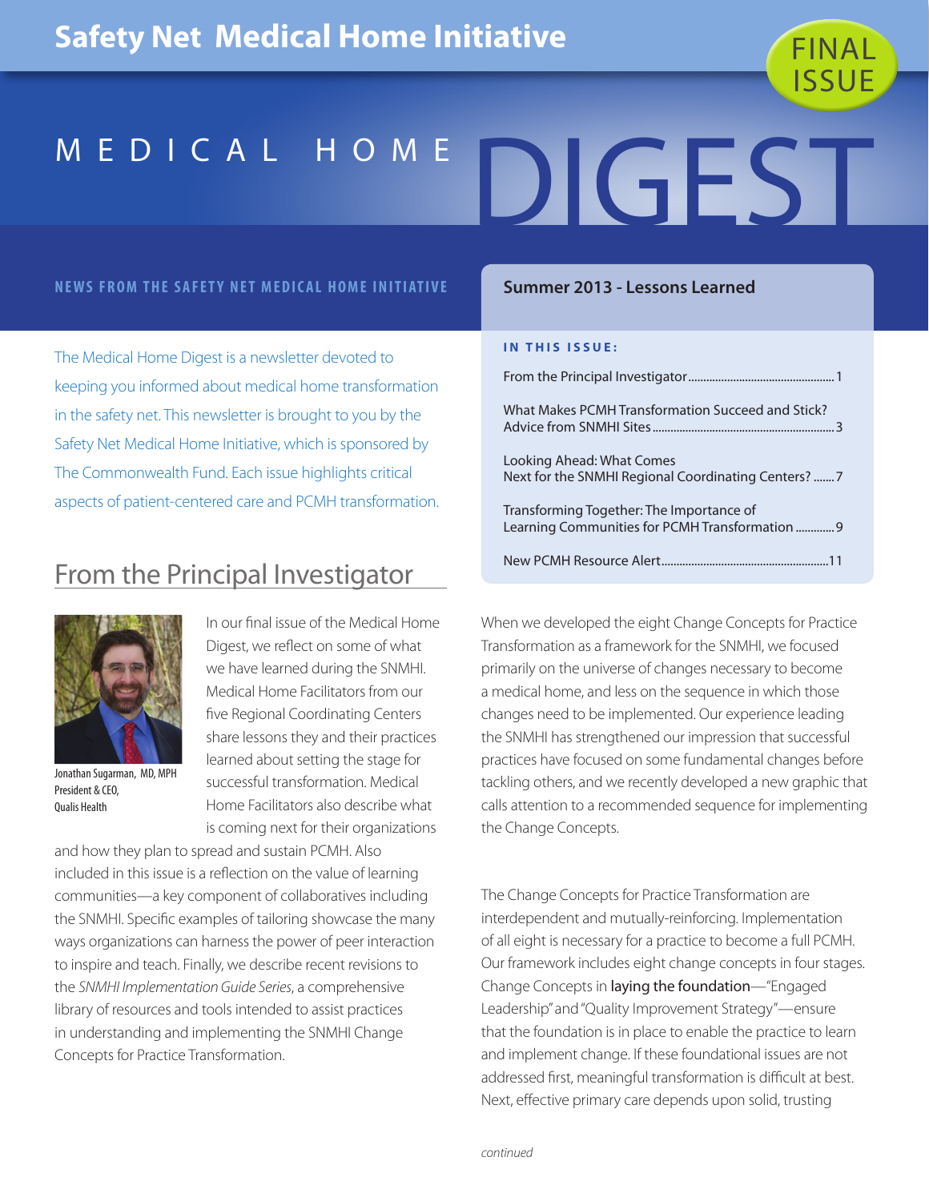# Safety Net Medical Home Initiative

FINAL ISSUE

# MEDICAL HOME DIGEST

**NEWS FROM THE SAFETY NET MEDICAL HOME INITIATIVE**

**Summer 2013 - Lessons Learned**

The Medical Home Digest is a newsletter devoted to keeping you informed about medical home transformation in the safety net. This newsletter is brought to you by the Safety Net Medical Home Initiative, which is sponsored by The Commonwealth Fund. Each issue highlights critical aspects of patient-centered care and PCMH transformation.

**IN THIS ISSUE:**

- From the Principal Investigator ........ 1
- What Makes PCMH Transformation Succeed and Stick? Advice from SNMHI Sites ........ 3
- Looking Ahead: What Comes Next for the SNMHI Regional Coordinating Centers? ........ 7
- Transforming Together: The Importance of Learning Communities for PCMH Transformation ........ 9
- New PCMH Resource Alert ........ 11

## From the Principal Investigator

Jonathan Sugarman, MD, MPH
President & CEO,
Qualis Health

In our final issue of the Medical Home Digest, we reflect on some of what we have learned during the SNMHI. Medical Home Facilitators from our five Regional Coordinating Centers share lessons they and their practices learned about setting the stage for successful transformation. Medical Home Facilitators also describe what is coming next for their organizations and how they plan to spread and sustain PCMH. Also included in this issue is a reflection on the value of learning communities—a key component of collaboratives including the SNMHI. Specific examples of tailoring showcase the many ways organizations can harness the power of peer interaction to inspire and teach. Finally, we describe recent revisions to the *SNMHI Implementation Guide Series*, a comprehensive library of resources and tools intended to assist practices in understanding and implementing the SNMHI Change Concepts for Practice Transformation.

When we developed the eight Change Concepts for Practice Transformation as a framework for the SNMHI, we focused primarily on the universe of changes necessary to become a medical home, and less on the sequence in which those changes need to be implemented. Our experience leading the SNMHI has strengthened our impression that successful practices have focused on some fundamental changes before tackling others, and we recently developed a new graphic that calls attention to a recommended sequence for implementing the Change Concepts.

The Change Concepts for Practice Transformation are interdependent and mutually-reinforcing. Implementation of all eight is necessary for a practice to become a full PCMH. Our framework includes eight change concepts in four stages. Change Concepts in laying the foundation—"Engaged Leadership" and "Quality Improvement Strategy"—ensure that the foundation is in place to enable the practice to learn and implement change. If these foundational issues are not addressed first, meaningful transformation is difficult at best. Next, effective primary care depends upon solid, trusting

*continued*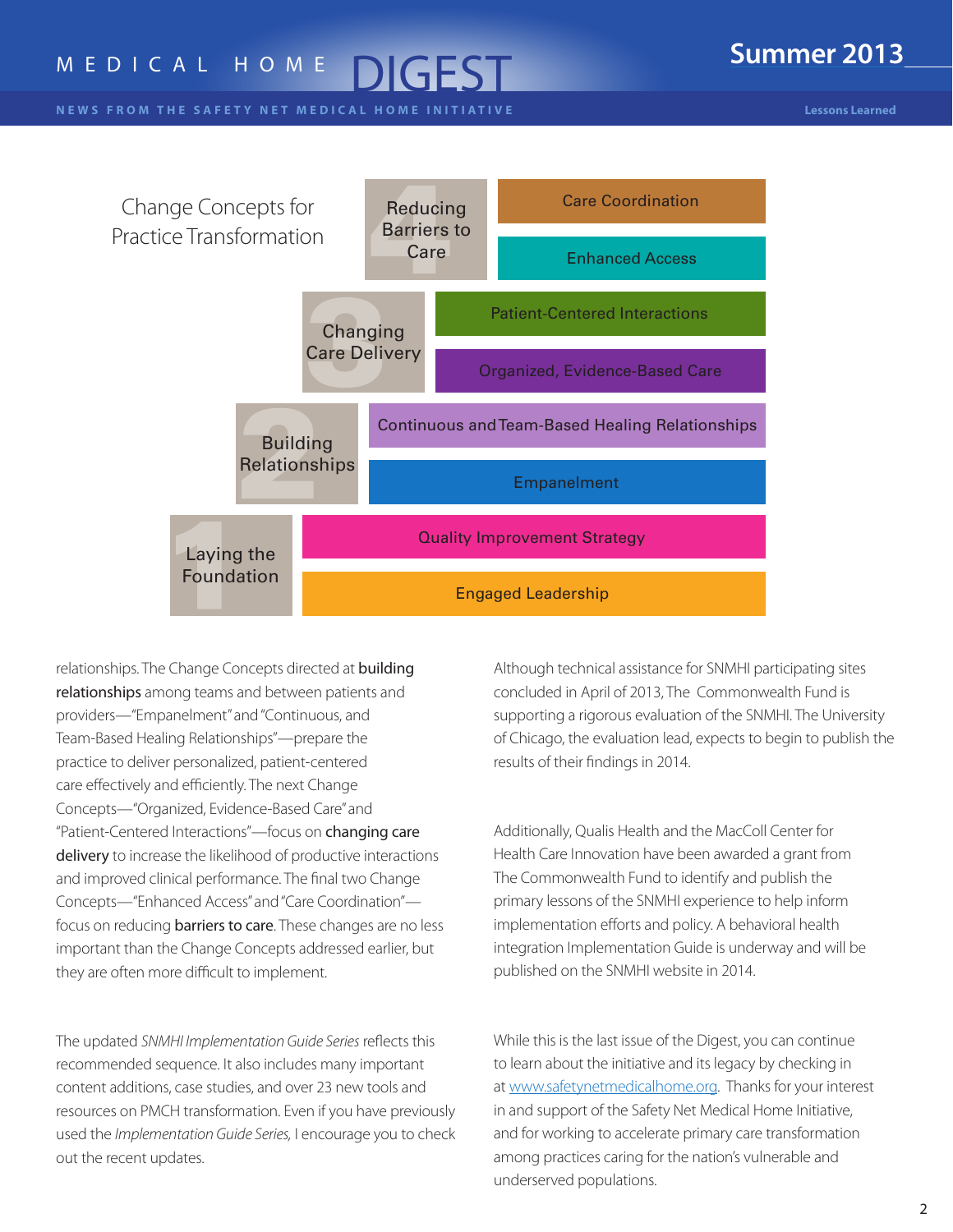## Change Concepts for Practice Transformation

| Stage | Change Concepts |
|---|---|
| 4 Reducing Barriers to Care | Care Coordination |
| | Enhanced Access |
| 3 Changing Care Delivery | Patient-Centered Interactions |
| | Organized, Evidence-Based Care |
| 2 Building Relationships | Continuous and Team-Based Healing Relationships |
| | Empanelment |
| 1 Laying the Foundation | Quality Improvement Strategy |
| | Engaged Leadership |

relationships. The Change Concepts directed at **building relationships** among teams and between patients and providers—"Empanelment" and "Continuous, and Team-Based Healing Relationships"—prepare the practice to deliver personalized, patient-centered care effectively and efficiently. The next Change Concepts—"Organized, Evidence-Based Care" and "Patient-Centered Interactions"—focus on **changing care delivery** to increase the likelihood of productive interactions and improved clinical performance. The final two Change Concepts—"Enhanced Access" and "Care Coordination"—focus on reducing **barriers to care**. These changes are no less important than the Change Concepts addressed earlier, but they are often more difficult to implement.

The updated *SNMHI Implementation Guide Series* reflects this recommended sequence. It also includes many important content additions, case studies, and over 23 new tools and resources on PMCH transformation. Even if you have previously used the *Implementation Guide Series,* I encourage you to check out the recent updates.

Although technical assistance for SNMHI participating sites concluded in April of 2013, The Commonwealth Fund is supporting a rigorous evaluation of the SNMHI. The University of Chicago, the evaluation lead, expects to begin to publish the results of their findings in 2014.

Additionally, Qualis Health and the MacColl Center for Health Care Innovation have been awarded a grant from The Commonwealth Fund to identify and publish the primary lessons of the SNMHI experience to help inform implementation efforts and policy. A behavioral health integration Implementation Guide is underway and will be published on the SNMHI website in 2014.

While this is the last issue of the Digest, you can continue to learn about the initiative and its legacy by checking in at [www.safetynetmedicalhome.org](http://www.safetynetmedicalhome.org). Thanks for your interest in and support of the Safety Net Medical Home Initiative, and for working to accelerate primary care transformation among practices caring for the nation's vulnerable and underserved populations.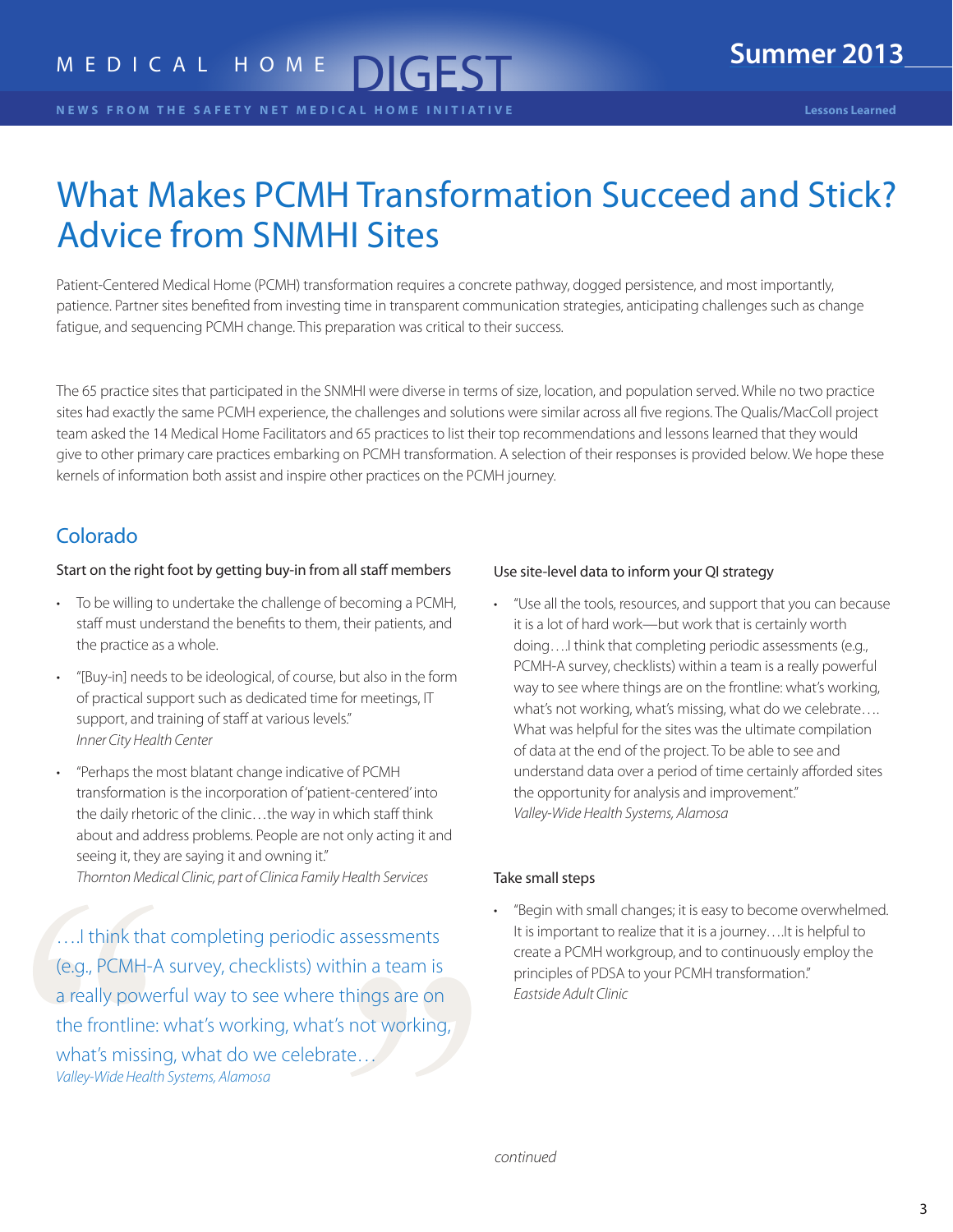# What Makes PCMH Transformation Succeed and Stick? Advice from SNMHI Sites

Patient-Centered Medical Home (PCMH) transformation requires a concrete pathway, dogged persistence, and most importantly, patience. Partner sites benefited from investing time in transparent communication strategies, anticipating challenges such as change fatigue, and sequencing PCMH change. This preparation was critical to their success.

The 65 practice sites that participated in the SNMHI were diverse in terms of size, location, and population served. While no two practice sites had exactly the same PCMH experience, the challenges and solutions were similar across all five regions. The Qualis/MacColl project team asked the 14 Medical Home Facilitators and 65 practices to list their top recommendations and lessons learned that they would give to other primary care practices embarking on PCMH transformation. A selection of their responses is provided below. We hope these kernels of information both assist and inspire other practices on the PCMH journey.

## Colorado

### Start on the right foot by getting buy-in from all staff members

- To be willing to undertake the challenge of becoming a PCMH, staff must understand the benefits to them, their patients, and the practice as a whole.
- "[Buy-in] needs to be ideological, of course, but also in the form of practical support such as dedicated time for meetings, IT support, and training of staff at various levels."
  *Inner City Health Center*
- "Perhaps the most blatant change indicative of PCMH transformation is the incorporation of 'patient-centered' into the daily rhetoric of the clinic…the way in which staff think about and address problems. People are not only acting it and seeing it, they are saying it and owning it."
  *Thornton Medical Clinic, part of Clinica Family Health Services*

> ….I think that completing periodic assessments (e.g., PCMH-A survey, checklists) within a team is a really powerful way to see where things are on the frontline: what's working, what's not working, what's missing, what do we celebrate…
> *Valley-Wide Health Systems, Alamosa*

### Use site-level data to inform your QI strategy

- "Use all the tools, resources, and support that you can because it is a lot of hard work—but work that is certainly worth doing….I think that completing periodic assessments (e.g., PCMH-A survey, checklists) within a team is a really powerful way to see where things are on the frontline: what's working, what's not working, what's missing, what do we celebrate…. What was helpful for the sites was the ultimate compilation of data at the end of the project. To be able to see and understand data over a period of time certainly afforded sites the opportunity for analysis and improvement."
  *Valley-Wide Health Systems, Alamosa*

### Take small steps

- "Begin with small changes; it is easy to become overwhelmed. It is important to realize that it is a journey….It is helpful to create a PCMH workgroup, and to continuously employ the principles of PDSA to your PCMH transformation."
  *Eastside Adult Clinic*

*continued*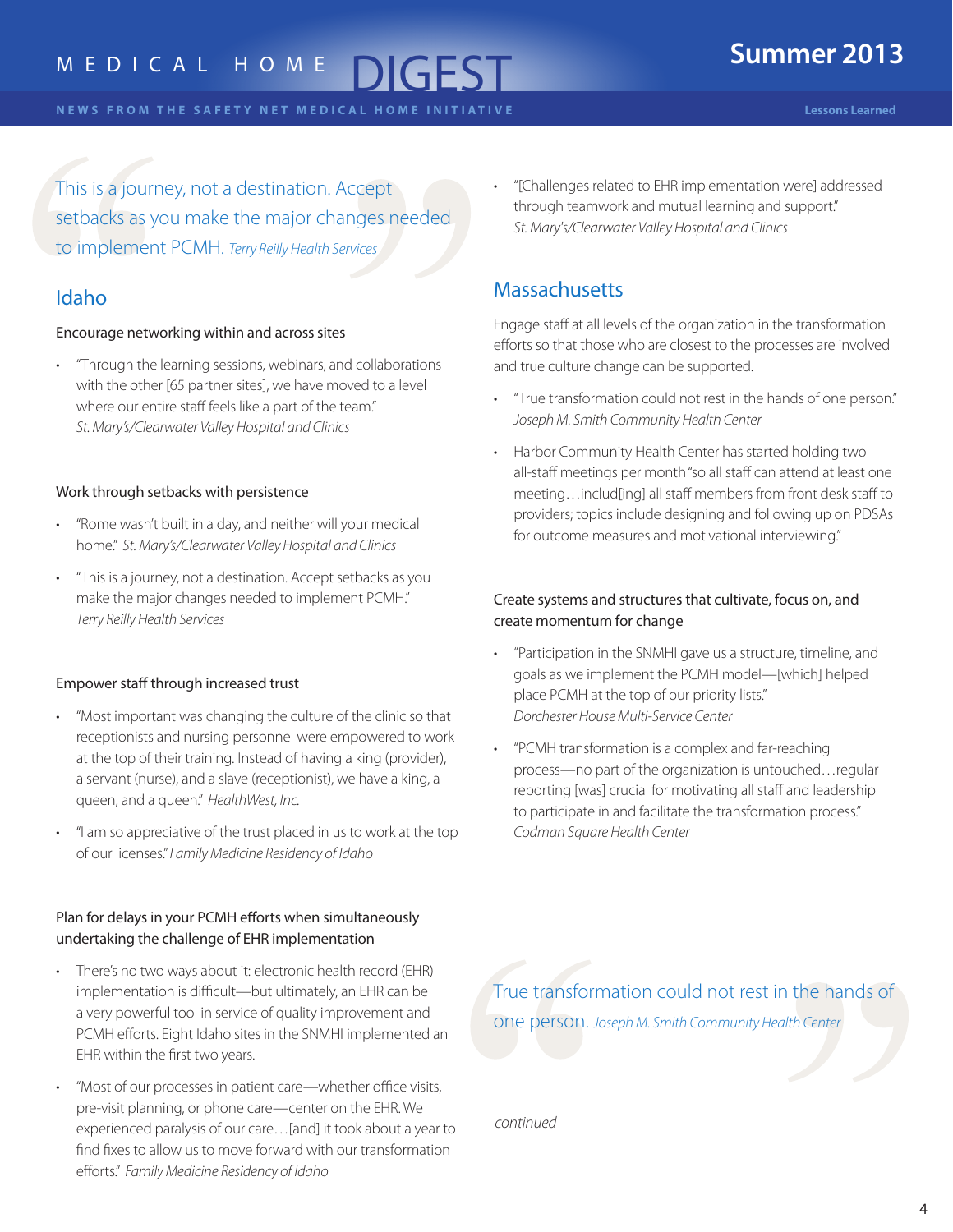> This is a journey, not a destination. Accept setbacks as you make the major changes needed to implement PCMH. *Terry Reilly Health Services*

## Idaho

### Encourage networking within and across sites

- "Through the learning sessions, webinars, and collaborations with the other [65 partner sites], we have moved to a level where our entire staff feels like a part of the team." *St. Mary's/Clearwater Valley Hospital and Clinics*

### Work through setbacks with persistence

- "Rome wasn't built in a day, and neither will your medical home." *St. Mary's/Clearwater Valley Hospital and Clinics*
- "This is a journey, not a destination. Accept setbacks as you make the major changes needed to implement PCMH." *Terry Reilly Health Services*

### Empower staff through increased trust

- "Most important was changing the culture of the clinic so that receptionists and nursing personnel were empowered to work at the top of their training. Instead of having a king (provider), a servant (nurse), and a slave (receptionist), we have a king, a queen, and a queen." *HealthWest, Inc.*
- "I am so appreciative of the trust placed in us to work at the top of our licenses." *Family Medicine Residency of Idaho*

### Plan for delays in your PCMH efforts when simultaneously undertaking the challenge of EHR implementation

- There's no two ways about it: electronic health record (EHR) implementation is difficult—but ultimately, an EHR can be a very powerful tool in service of quality improvement and PCMH efforts. Eight Idaho sites in the SNMHI implemented an EHR within the first two years.
- "Most of our processes in patient care—whether office visits, pre-visit planning, or phone care—center on the EHR. We experienced paralysis of our care…[and] it took about a year to find fixes to allow us to move forward with our transformation efforts." *Family Medicine Residency of Idaho*
- "[Challenges related to EHR implementation were] addressed through teamwork and mutual learning and support." *St. Mary's/Clearwater Valley Hospital and Clinics*

## Massachusetts

Engage staff at all levels of the organization in the transformation efforts so that those who are closest to the processes are involved and true culture change can be supported.

- "True transformation could not rest in the hands of one person." *Joseph M. Smith Community Health Center*
- Harbor Community Health Center has started holding two all-staff meetings per month "so all staff can attend at least one meeting…includ[ing] all staff members from front desk staff to providers; topics include designing and following up on PDSAs for outcome measures and motivational interviewing."

### Create systems and structures that cultivate, focus on, and create momentum for change

- "Participation in the SNMHI gave us a structure, timeline, and goals as we implement the PCMH model—[which] helped place PCMH at the top of our priority lists." *Dorchester House Multi-Service Center*
- "PCMH transformation is a complex and far-reaching process—no part of the organization is untouched…regular reporting [was] crucial for motivating all staff and leadership to participate in and facilitate the transformation process." *Codman Square Health Center*

> True transformation could not rest in the hands of one person. *Joseph M. Smith Community Health Center*

*continued*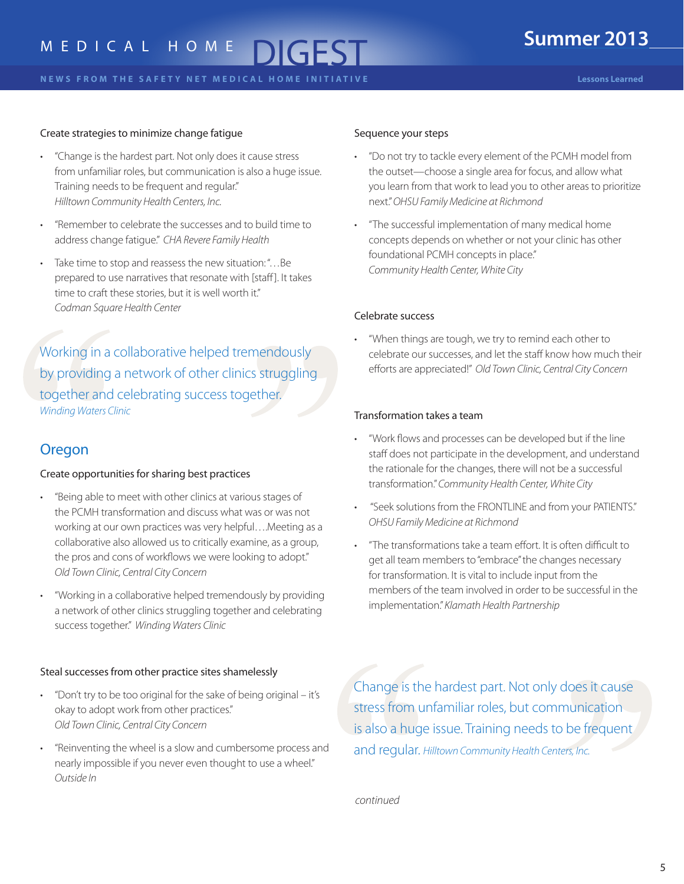### Create strategies to minimize change fatigue

- "Change is the hardest part. Not only does it cause stress from unfamiliar roles, but communication is also a huge issue. Training needs to be frequent and regular." *Hilltown Community Health Centers, Inc.*

- "Remember to celebrate the successes and to build time to address change fatigue." *CHA Revere Family Health*

- Take time to stop and reassess the new situation: "…Be prepared to use narratives that resonate with [staff]. It takes time to craft these stories, but it is well worth it." *Codman Square Health Center*

> Working in a collaborative helped tremendously by providing a network of other clinics struggling together and celebrating success together. *Winding Waters Clinic*

## Oregon

### Create opportunities for sharing best practices

- "Being able to meet with other clinics at various stages of the PCMH transformation and discuss what was or was not working at our own practices was very helpful….Meeting as a collaborative also allowed us to critically examine, as a group, the pros and cons of workflows we were looking to adopt." *Old Town Clinic, Central City Concern*

- "Working in a collaborative helped tremendously by providing a network of other clinics struggling together and celebrating success together." *Winding Waters Clinic*

### Steal successes from other practice sites shamelessly

- "Don't try to be too original for the sake of being original – it's okay to adopt work from other practices." *Old Town Clinic, Central City Concern*

- "Reinventing the wheel is a slow and cumbersome process and nearly impossible if you never even thought to use a wheel." *Outside In*

### Sequence your steps

- "Do not try to tackle every element of the PCMH model from the outset—choose a single area for focus, and allow what you learn from that work to lead you to other areas to prioritize next." *OHSU Family Medicine at Richmond*

- "The successful implementation of many medical home concepts depends on whether or not your clinic has other foundational PCMH concepts in place." *Community Health Center, White City*

### Celebrate success

- "When things are tough, we try to remind each other to celebrate our successes, and let the staff know how much their efforts are appreciated!" *Old Town Clinic, Central City Concern*

### Transformation takes a team

- "Work flows and processes can be developed but if the line staff does not participate in the development, and understand the rationale for the changes, there will not be a successful transformation." *Community Health Center, White City*

- "Seek solutions from the FRONTLINE and from your PATIENTS." *OHSU Family Medicine at Richmond*

- "The transformations take a team effort. It is often difficult to get all team members to "embrace" the changes necessary for transformation. It is vital to include input from the members of the team involved in order to be successful in the implementation." *Klamath Health Partnership*

> Change is the hardest part. Not only does it cause stress from unfamiliar roles, but communication is also a huge issue. Training needs to be frequent and regular. *Hilltown Community Health Centers, Inc.*

*continued*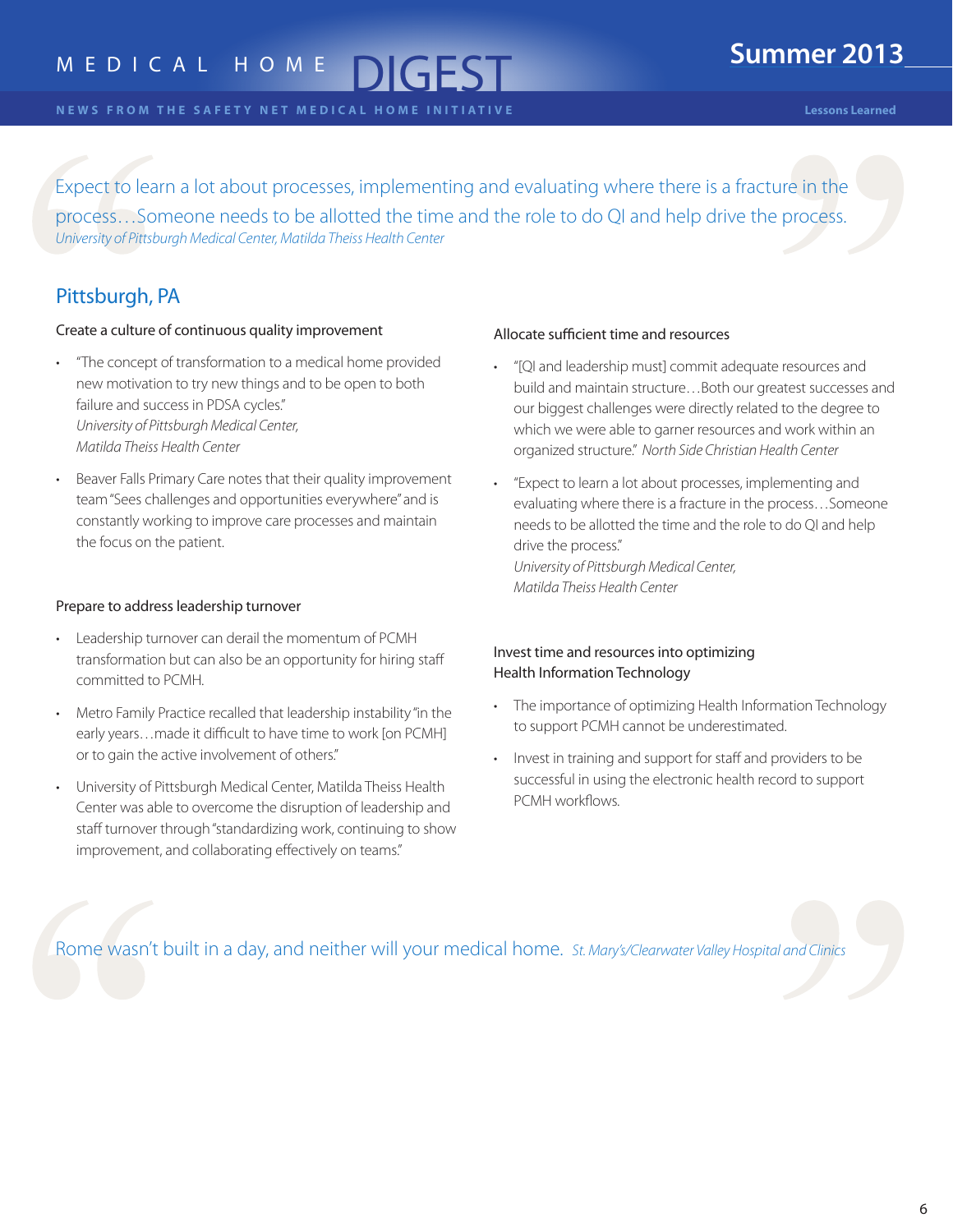> Expect to learn a lot about processes, implementing and evaluating where there is a fracture in the process…Someone needs to be allotted the time and the role to do QI and help drive the process.
> *University of Pittsburgh Medical Center, Matilda Theiss Health Center*

## Pittsburgh, PA

### Create a culture of continuous quality improvement

- "The concept of transformation to a medical home provided new motivation to try new things and to be open to both failure and success in PDSA cycles."
  *University of Pittsburgh Medical Center, Matilda Theiss Health Center*
- Beaver Falls Primary Care notes that their quality improvement team "Sees challenges and opportunities everywhere" and is constantly working to improve care processes and maintain the focus on the patient.

### Prepare to address leadership turnover

- Leadership turnover can derail the momentum of PCMH transformation but can also be an opportunity for hiring staff committed to PCMH.
- Metro Family Practice recalled that leadership instability "in the early years…made it difficult to have time to work [on PCMH] or to gain the active involvement of others."
- University of Pittsburgh Medical Center, Matilda Theiss Health Center was able to overcome the disruption of leadership and staff turnover through "standardizing work, continuing to show improvement, and collaborating effectively on teams."

### Allocate sufficient time and resources

- "[QI and leadership must] commit adequate resources and build and maintain structure…Both our greatest successes and our biggest challenges were directly related to the degree to which we were able to garner resources and work within an organized structure." *North Side Christian Health Center*
- "Expect to learn a lot about processes, implementing and evaluating where there is a fracture in the process…Someone needs to be allotted the time and the role to do QI and help drive the process."
  *University of Pittsburgh Medical Center, Matilda Theiss Health Center*

### Invest time and resources into optimizing Health Information Technology

- The importance of optimizing Health Information Technology to support PCMH cannot be underestimated.
- Invest in training and support for staff and providers to be successful in using the electronic health record to support PCMH workflows.

> Rome wasn't built in a day, and neither will your medical home. *St. Mary's/Clearwater Valley Hospital and Clinics*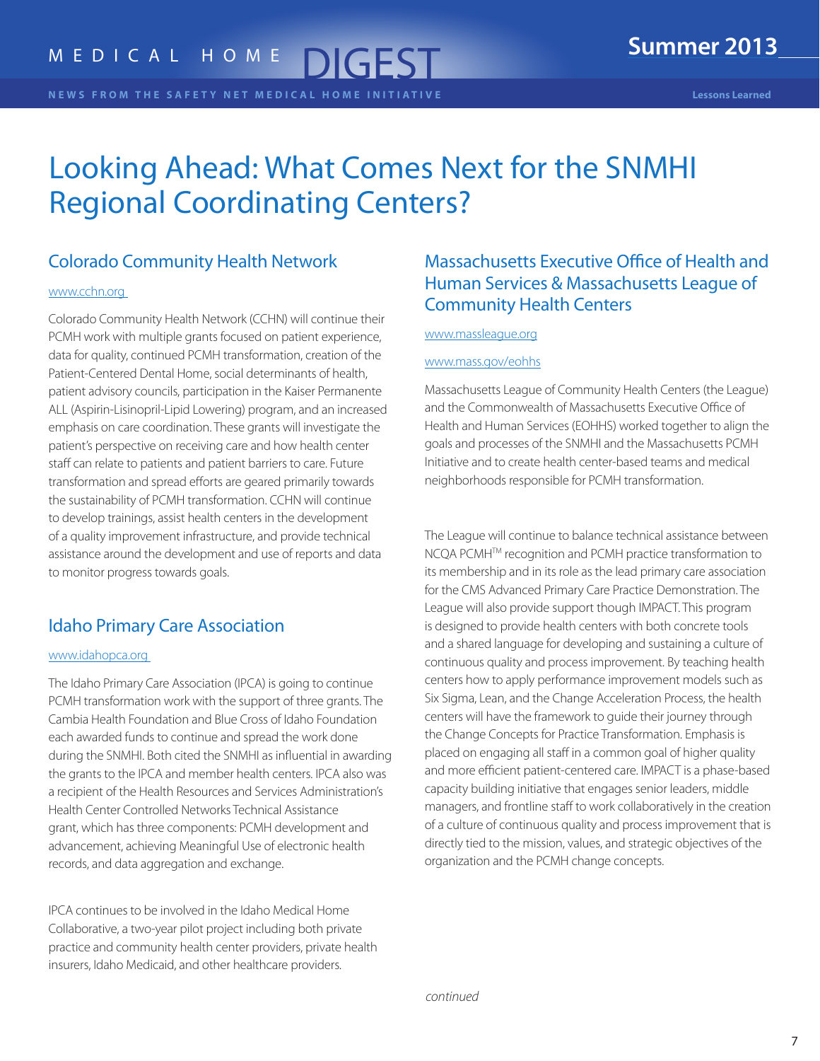# Looking Ahead: What Comes Next for the SNMHI Regional Coordinating Centers?

## Colorado Community Health Network

www.cchn.org

Colorado Community Health Network (CCHN) will continue their PCMH work with multiple grants focused on patient experience, data for quality, continued PCMH transformation, creation of the Patient-Centered Dental Home, social determinants of health, patient advisory councils, participation in the Kaiser Permanente ALL (Aspirin-Lisinopril-Lipid Lowering) program, and an increased emphasis on care coordination. These grants will investigate the patient's perspective on receiving care and how health center staff can relate to patients and patient barriers to care. Future transformation and spread efforts are geared primarily towards the sustainability of PCMH transformation. CCHN will continue to develop trainings, assist health centers in the development of a quality improvement infrastructure, and provide technical assistance around the development and use of reports and data to monitor progress towards goals.

## Idaho Primary Care Association

www.idahopca.org

The Idaho Primary Care Association (IPCA) is going to continue PCMH transformation work with the support of three grants. The Cambia Health Foundation and Blue Cross of Idaho Foundation each awarded funds to continue and spread the work done during the SNMHI. Both cited the SNMHI as influential in awarding the grants to the IPCA and member health centers. IPCA also was a recipient of the Health Resources and Services Administration's Health Center Controlled Networks Technical Assistance grant, which has three components: PCMH development and advancement, achieving Meaningful Use of electronic health records, and data aggregation and exchange.

IPCA continues to be involved in the Idaho Medical Home Collaborative, a two-year pilot project including both private practice and community health center providers, private health insurers, Idaho Medicaid, and other healthcare providers.

## Massachusetts Executive Office of Health and Human Services & Massachusetts League of Community Health Centers

www.massleague.org

www.mass.gov/eohhs

Massachusetts League of Community Health Centers (the League) and the Commonwealth of Massachusetts Executive Office of Health and Human Services (EOHHS) worked together to align the goals and processes of the SNMHI and the Massachusetts PCMH Initiative and to create health center-based teams and medical neighborhoods responsible for PCMH transformation.

The League will continue to balance technical assistance between NCQA PCMH™ recognition and PCMH practice transformation to its membership and in its role as the lead primary care association for the CMS Advanced Primary Care Practice Demonstration. The League will also provide support though IMPACT. This program is designed to provide health centers with both concrete tools and a shared language for developing and sustaining a culture of continuous quality and process improvement. By teaching health centers how to apply performance improvement models such as Six Sigma, Lean, and the Change Acceleration Process, the health centers will have the framework to guide their journey through the Change Concepts for Practice Transformation. Emphasis is placed on engaging all staff in a common goal of higher quality and more efficient patient-centered care. IMPACT is a phase-based capacity building initiative that engages senior leaders, middle managers, and frontline staff to work collaboratively in the creation of a culture of continuous quality and process improvement that is directly tied to the mission, values, and strategic objectives of the organization and the PCMH change concepts.

*continued*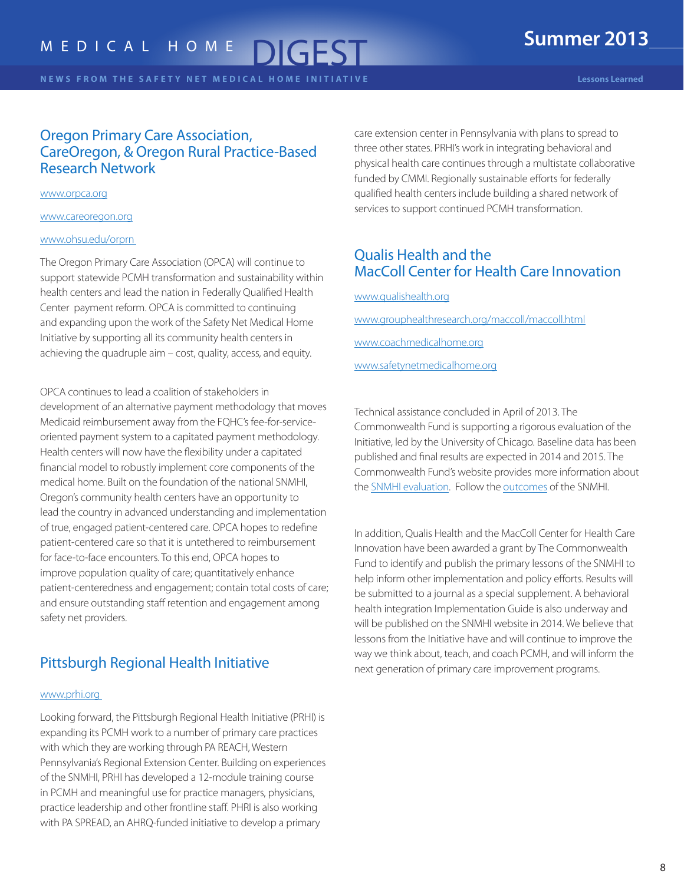## Oregon Primary Care Association, CareOregon, & Oregon Rural Practice-Based Research Network

www.orpca.org

www.careoregon.org

www.ohsu.edu/orprn

The Oregon Primary Care Association (OPCA) will continue to support statewide PCMH transformation and sustainability within health centers and lead the nation in Federally Qualified Health Center payment reform. OPCA is committed to continuing and expanding upon the work of the Safety Net Medical Home Initiative by supporting all its community health centers in achieving the quadruple aim – cost, quality, access, and equity.

OPCA continues to lead a coalition of stakeholders in development of an alternative payment methodology that moves Medicaid reimbursement away from the FQHC's fee-for-service-oriented payment system to a capitated payment methodology. Health centers will now have the flexibility under a capitated financial model to robustly implement core components of the medical home. Built on the foundation of the national SNMHI, Oregon's community health centers have an opportunity to lead the country in advanced understanding and implementation of true, engaged patient-centered care. OPCA hopes to redefine patient-centered care so that it is untethered to reimbursement for face-to-face encounters. To this end, OPCA hopes to improve population quality of care; quantitatively enhance patient-centeredness and engagement; contain total costs of care; and ensure outstanding staff retention and engagement among safety net providers.

## Pittsburgh Regional Health Initiative

www.prhi.org

Looking forward, the Pittsburgh Regional Health Initiative (PRHI) is expanding its PCMH work to a number of primary care practices with which they are working through PA REACH, Western Pennsylvania's Regional Extension Center. Building on experiences of the SNMHI, PRHI has developed a 12-module training course in PCMH and meaningful use for practice managers, physicians, practice leadership and other frontline staff. PHRI is also working with PA SPREAD, an AHRQ-funded initiative to develop a primary care extension center in Pennsylvania with plans to spread to three other states. PRHI's work in integrating behavioral and physical health care continues through a multistate collaborative funded by CMMI. Regionally sustainable efforts for federally qualified health centers include building a shared network of services to support continued PCMH transformation.

## Qualis Health and the MacColl Center for Health Care Innovation

www.qualishealth.org

www.grouphealthresearch.org/maccoll/maccoll.html

www.coachmedicalhome.org

www.safetynetmedicalhome.org

Technical assistance concluded in April of 2013. The Commonwealth Fund is supporting a rigorous evaluation of the Initiative, led by the University of Chicago. Baseline data has been published and final results are expected in 2014 and 2015. The Commonwealth Fund's website provides more information about the SNMHI evaluation. Follow the outcomes of the SNMHI.

In addition, Qualis Health and the MacColl Center for Health Care Innovation have been awarded a grant by The Commonwealth Fund to identify and publish the primary lessons of the SNMHI to help inform other implementation and policy efforts. Results will be submitted to a journal as a special supplement. A behavioral health integration Implementation Guide is also underway and will be published on the SNMHI website in 2014. We believe that lessons from the Initiative have and will continue to improve the way we think about, teach, and coach PCMH, and will inform the next generation of primary care improvement programs.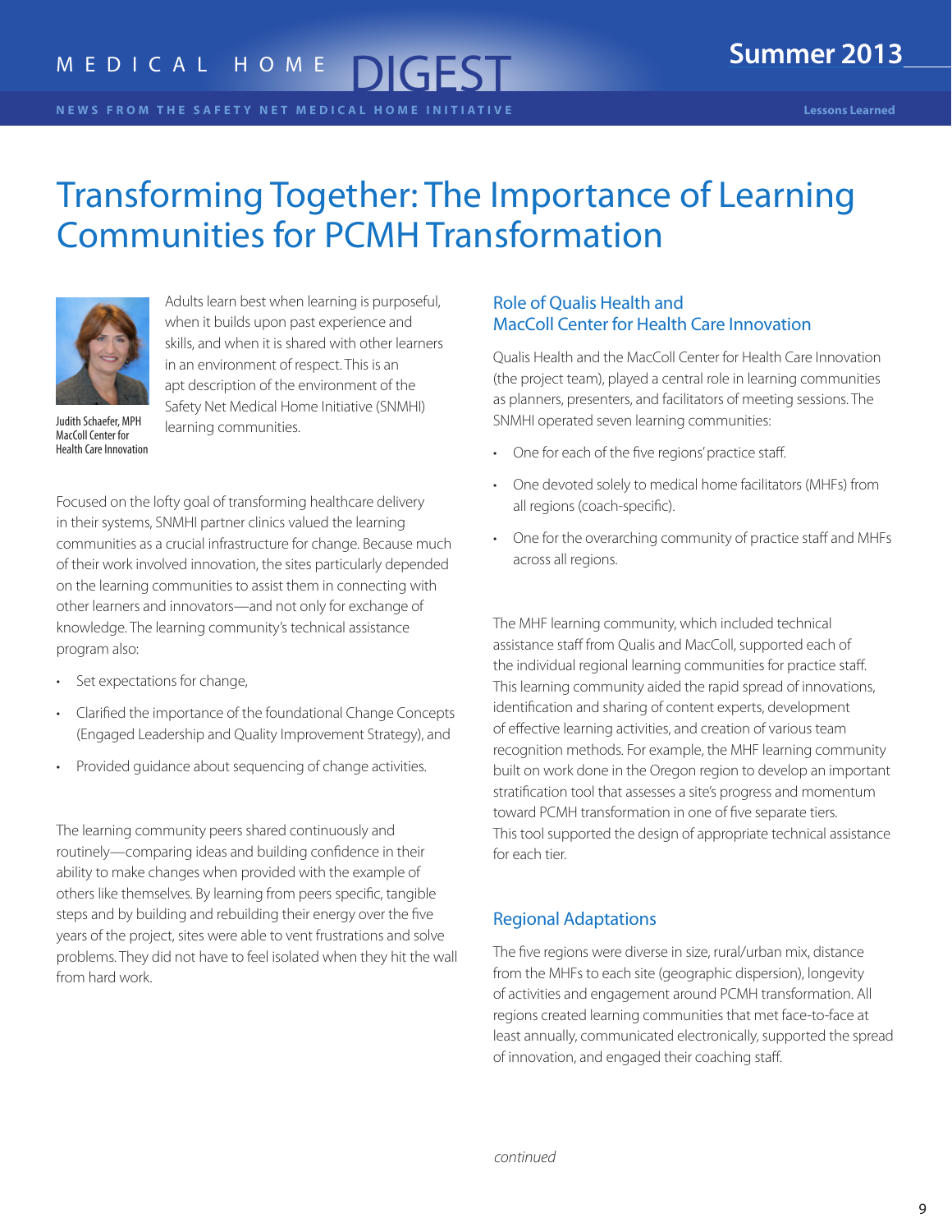# Transforming Together: The Importance of Learning Communities for PCMH Transformation

Judith Schaefer, MPH
MacColl Center for Health Care Innovation

Adults learn best when learning is purposeful, when it builds upon past experience and skills, and when it is shared with other learners in an environment of respect. This is an apt description of the environment of the Safety Net Medical Home Initiative (SNMHI) learning communities.

Focused on the lofty goal of transforming healthcare delivery in their systems, SNMHI partner clinics valued the learning communities as a crucial infrastructure for change. Because much of their work involved innovation, the sites particularly depended on the learning communities to assist them in connecting with other learners and innovators—and not only for exchange of knowledge. The learning community's technical assistance program also:

- Set expectations for change,
- Clarified the importance of the foundational Change Concepts (Engaged Leadership and Quality Improvement Strategy), and
- Provided guidance about sequencing of change activities.

The learning community peers shared continuously and routinely—comparing ideas and building confidence in their ability to make changes when provided with the example of others like themselves. By learning from peers specific, tangible steps and by building and rebuilding their energy over the five years of the project, sites were able to vent frustrations and solve problems. They did not have to feel isolated when they hit the wall from hard work.

## Role of Qualis Health and MacColl Center for Health Care Innovation

Qualis Health and the MacColl Center for Health Care Innovation (the project team), played a central role in learning communities as planners, presenters, and facilitators of meeting sessions. The SNMHI operated seven learning communities:

- One for each of the five regions' practice staff.
- One devoted solely to medical home facilitators (MHFs) from all regions (coach-specific).
- One for the overarching community of practice staff and MHFs across all regions.

The MHF learning community, which included technical assistance staff from Qualis and MacColl, supported each of the individual regional learning communities for practice staff. This learning community aided the rapid spread of innovations, identification and sharing of content experts, development of effective learning activities, and creation of various team recognition methods. For example, the MHF learning community built on work done in the Oregon region to develop an important stratification tool that assesses a site's progress and momentum toward PCMH transformation in one of five separate tiers. This tool supported the design of appropriate technical assistance for each tier.

## Regional Adaptations

The five regions were diverse in size, rural/urban mix, distance from the MHFs to each site (geographic dispersion), longevity of activities and engagement around PCMH transformation. All regions created learning communities that met face-to-face at least annually, communicated electronically, supported the spread of innovation, and engaged their coaching staff.

*continued*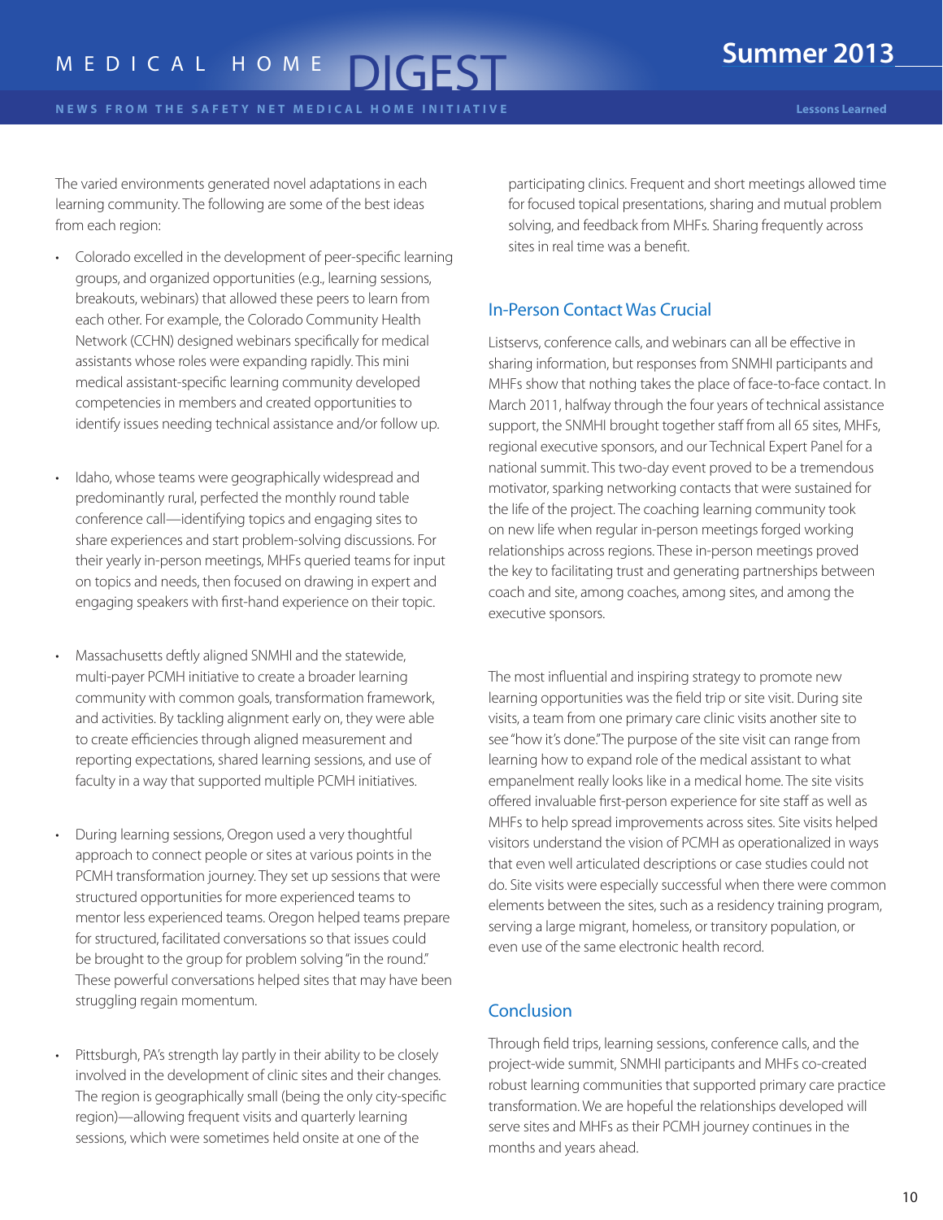The varied environments generated novel adaptations in each learning community. The following are some of the best ideas from each region:

- Colorado excelled in the development of peer-specific learning groups, and organized opportunities (e.g., learning sessions, breakouts, webinars) that allowed these peers to learn from each other. For example, the Colorado Community Health Network (CCHN) designed webinars specifically for medical assistants whose roles were expanding rapidly. This mini medical assistant-specific learning community developed competencies in members and created opportunities to identify issues needing technical assistance and/or follow up.

- Idaho, whose teams were geographically widespread and predominantly rural, perfected the monthly round table conference call—identifying topics and engaging sites to share experiences and start problem-solving discussions. For their yearly in-person meetings, MHFs queried teams for input on topics and needs, then focused on drawing in expert and engaging speakers with first-hand experience on their topic.

- Massachusetts deftly aligned SNMHI and the statewide, multi-payer PCMH initiative to create a broader learning community with common goals, transformation framework, and activities. By tackling alignment early on, they were able to create efficiencies through aligned measurement and reporting expectations, shared learning sessions, and use of faculty in a way that supported multiple PCMH initiatives.

- During learning sessions, Oregon used a very thoughtful approach to connect people or sites at various points in the PCMH transformation journey. They set up sessions that were structured opportunities for more experienced teams to mentor less experienced teams. Oregon helped teams prepare for structured, facilitated conversations so that issues could be brought to the group for problem solving "in the round." These powerful conversations helped sites that may have been struggling regain momentum.

- Pittsburgh, PA's strength lay partly in their ability to be closely involved in the development of clinic sites and their changes. The region is geographically small (being the only city-specific region)—allowing frequent visits and quarterly learning sessions, which were sometimes held onsite at one of the participating clinics. Frequent and short meetings allowed time for focused topical presentations, sharing and mutual problem solving, and feedback from MHFs. Sharing frequently across sites in real time was a benefit.

## In-Person Contact Was Crucial

Listservs, conference calls, and webinars can all be effective in sharing information, but responses from SNMHI participants and MHFs show that nothing takes the place of face-to-face contact. In March 2011, halfway through the four years of technical assistance support, the SNMHI brought together staff from all 65 sites, MHFs, regional executive sponsors, and our Technical Expert Panel for a national summit. This two-day event proved to be a tremendous motivator, sparking networking contacts that were sustained for the life of the project. The coaching learning community took on new life when regular in-person meetings forged working relationships across regions. These in-person meetings proved the key to facilitating trust and generating partnerships between coach and site, among coaches, among sites, and among the executive sponsors.

The most influential and inspiring strategy to promote new learning opportunities was the field trip or site visit. During site visits, a team from one primary care clinic visits another site to see "how it's done." The purpose of the site visit can range from learning how to expand role of the medical assistant to what empanelment really looks like in a medical home. The site visits offered invaluable first-person experience for site staff as well as MHFs to help spread improvements across sites. Site visits helped visitors understand the vision of PCMH as operationalized in ways that even well articulated descriptions or case studies could not do. Site visits were especially successful when there were common elements between the sites, such as a residency training program, serving a large migrant, homeless, or transitory population, or even use of the same electronic health record.

## Conclusion

Through field trips, learning sessions, conference calls, and the project-wide summit, SNMHI participants and MHFs co-created robust learning communities that supported primary care practice transformation. We are hopeful the relationships developed will serve sites and MHFs as their PCMH journey continues in the months and years ahead.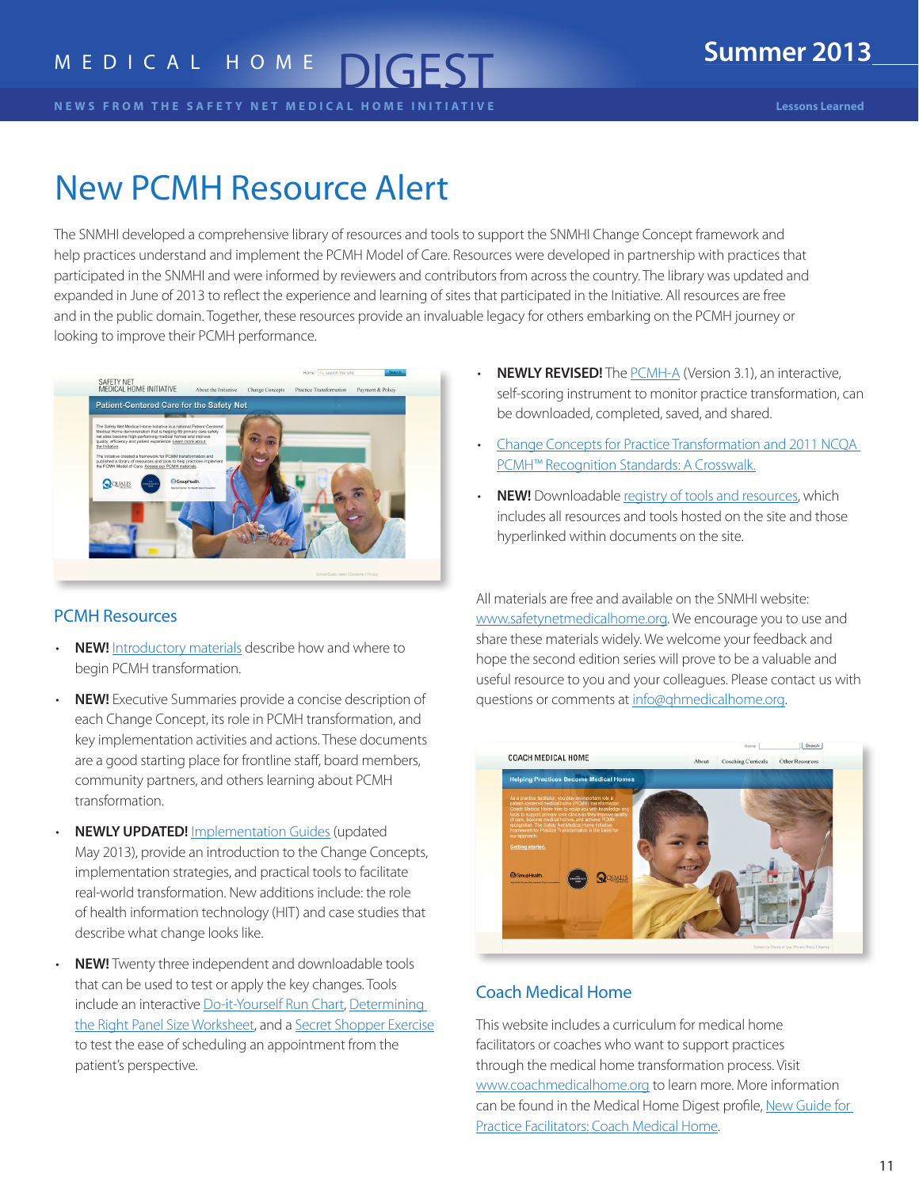# New PCMH Resource Alert

The SNMHI developed a comprehensive library of resources and tools to support the SNMHI Change Concept framework and help practices understand and implement the PCMH Model of Care. Resources were developed in partnership with practices that participated in the SNMHI and were informed by reviewers and contributors from across the country. The library was updated and expanded in June of 2013 to reflect the experience and learning of sites that participated in the Initiative. All resources are free and in the public domain. Together, these resources provide an invaluable legacy for others embarking on the PCMH journey or looking to improve their PCMH performance.

## PCMH Resources

- **NEW!** Introductory materials describe how and where to begin PCMH transformation.
- **NEW!** Executive Summaries provide a concise description of each Change Concept, its role in PCMH transformation, and key implementation activities and actions. These documents are a good starting place for frontline staff, board members, community partners, and others learning about PCMH transformation.
- **NEWLY UPDATED!** Implementation Guides (updated May 2013), provide an introduction to the Change Concepts, implementation strategies, and practical tools to facilitate real-world transformation. New additions include: the role of health information technology (HIT) and case studies that describe what change looks like.
- **NEW!** Twenty three independent and downloadable tools that can be used to test or apply the key changes. Tools include an interactive Do-it-Yourself Run Chart, Determining the Right Panel Size Worksheet, and a Secret Shopper Exercise to test the ease of scheduling an appointment from the patient's perspective.
- **NEWLY REVISED!** The PCMH-A (Version 3.1), an interactive, self-scoring instrument to monitor practice transformation, can be downloaded, completed, saved, and shared.
- Change Concepts for Practice Transformation and 2011 NCQA PCMH™ Recognition Standards: A Crosswalk.
- **NEW!** Downloadable registry of tools and resources, which includes all resources and tools hosted on the site and those hyperlinked within documents on the site.

All materials are free and available on the SNMHI website: www.safetynetmedicalhome.org. We encourage you to use and share these materials widely. We welcome your feedback and hope the second edition series will prove to be a valuable and useful resource to you and your colleagues. Please contact us with questions or comments at info@qhmedicalhome.org.

## Coach Medical Home

This website includes a curriculum for medical home facilitators or coaches who want to support practices through the medical home transformation process. Visit www.coachmedicalhome.org to learn more. More information can be found in the Medical Home Digest profile, New Guide for Practice Facilitators: Coach Medical Home.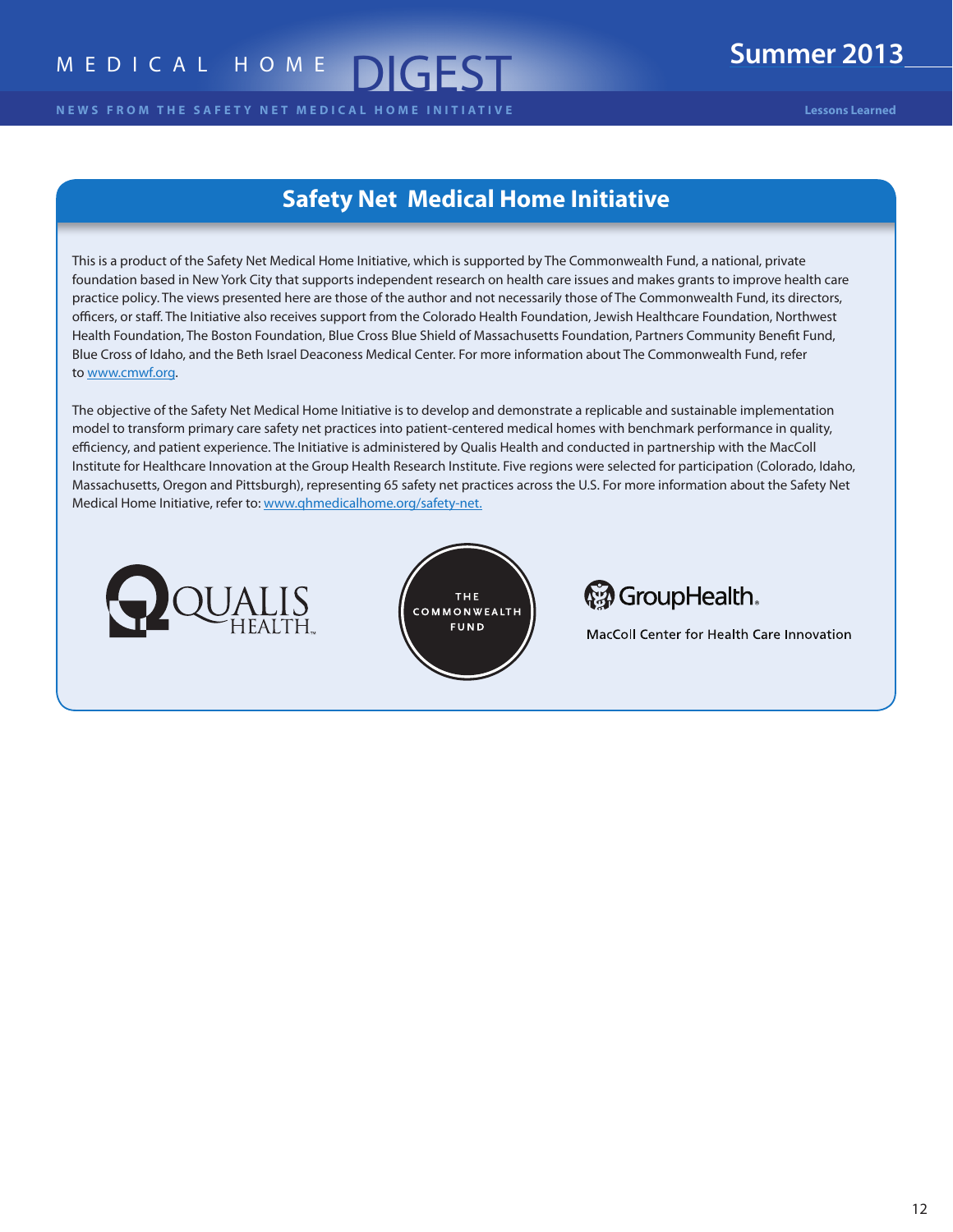## Safety Net Medical Home Initiative

This is a product of the Safety Net Medical Home Initiative, which is supported by The Commonwealth Fund, a national, private foundation based in New York City that supports independent research on health care issues and makes grants to improve health care practice policy. The views presented here are those of the author and not necessarily those of The Commonwealth Fund, its directors, officers, or staff. The Initiative also receives support from the Colorado Health Foundation, Jewish Healthcare Foundation, Northwest Health Foundation, The Boston Foundation, Blue Cross Blue Shield of Massachusetts Foundation, Partners Community Benefit Fund, Blue Cross of Idaho, and the Beth Israel Deaconess Medical Center. For more information about The Commonwealth Fund, refer to www.cmwf.org.

The objective of the Safety Net Medical Home Initiative is to develop and demonstrate a replicable and sustainable implementation model to transform primary care safety net practices into patient-centered medical homes with benchmark performance in quality, efficiency, and patient experience. The Initiative is administered by Qualis Health and conducted in partnership with the MacColl Institute for Healthcare Innovation at the Group Health Research Institute. Five regions were selected for participation (Colorado, Idaho, Massachusetts, Oregon and Pittsburgh), representing 65 safety net practices across the U.S. For more information about the Safety Net Medical Home Initiative, refer to: www.qhmedicalhome.org/safety-net.

QUALIS HEALTH

THE COMMONWEALTH FUND

GroupHealth.
MacColl Center for Health Care Innovation